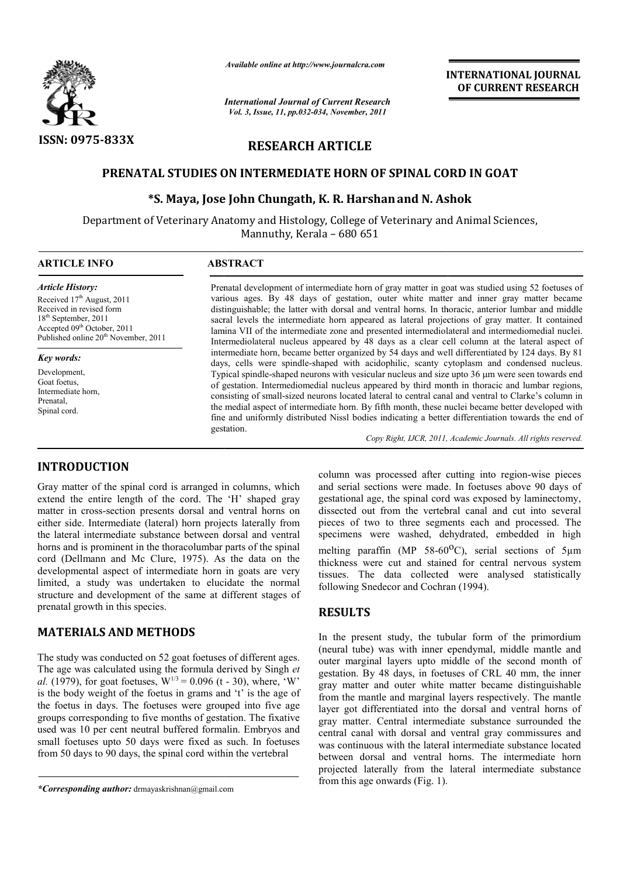ISSN: 0975-833X

*Available online at http://www.journalcra.com*

*International Journal of Current Research*
*Vol. 3, Issue, 11, pp.032-034, November, 2011*

**INTERNATIONAL JOURNAL OF CURRENT RESEARCH**

# RESEARCH ARTICLE

## PRENATAL STUDIES ON INTERMEDIATE HORN OF SPINAL CORD IN GOAT

**\*S. Maya, Jose John Chungath, K. R. Harshan and N. Ashok**

Department of Veterinary Anatomy and Histology, College of Veterinary and Animal Sciences, Mannuthy, Kerala – 680 651

**ARTICLE INFO**

*Article History:*

Received 17th August, 2011
Received in revised form 18th September, 2011
Accepted 09th October, 2011
Published online 20th November, 2011

*Key words:*

Development,
Goat foetus,
Intermediate horn,
Prenatal,
Spinal cord.

**ABSTRACT**

Prenatal development of intermediate horn of gray matter in goat was studied using 52 foetuses of various ages. By 48 days of gestation, outer white matter and inner gray matter became distinguishable; the latter with dorsal and ventral horns. In thoracic, anterior lumbar and middle sacral levels the intermediate horn appeared as lateral projections of gray matter. It contained lamina VII of the intermediate zone and presented intermediolateral and intermediomedial nuclei. Intermediolateral nucleus appeared by 48 days as a clear cell column at the lateral aspect of intermediate horn, became better organized by 54 days and well differentiated by 124 days. By 81 days, cells were spindle-shaped with acidophilic, scanty cytoplasm and condensed nucleus. Typical spindle-shaped neurons with vesicular nucleus and size upto 36 µm were seen towards end of gestation. Intermediomedial nucleus appeared by third month in thoracic and lumbar regions, consisting of small-sized neurons located lateral to central canal and ventral to Clarke's column in the medial aspect of intermediate horn. By fifth month, these nuclei became better developed with fine and uniformly distributed Nissl bodies indicating a better differentiation towards the end of gestation.

*Copy Right, IJCR, 2011, Academic Journals. All rights reserved.*

## INTRODUCTION

Gray matter of the spinal cord is arranged in columns, which extend the entire length of the cord. The 'H' shaped gray matter in cross-section presents dorsal and ventral horns on either side. Intermediate (lateral) horn projects laterally from the lateral intermediate substance between dorsal and ventral horns and is prominent in the thoracolumbar parts of the spinal cord (Dellmann and Mc Clure, 1975). As the data on the developmental aspect of intermediate horn in goats are very limited, a study was undertaken to elucidate the normal structure and development of the same at different stages of prenatal growth in this species.

## MATERIALS AND METHODS

The study was conducted on 52 goat foetuses of different ages. The age was calculated using the formula derived by Singh *et al.* (1979), for goat foetuses, $W^{1/3} = 0.096 (t - 30)$, where, 'W' is the body weight of the foetus in grams and 't' is the age of the foetus in days. The foetuses were grouped into five age groups corresponding to five months of gestation. The fixative used was 10 per cent neutral buffered formalin. Embryos and small foetuses upto 50 days were fixed as such. In foetuses from 50 days to 90 days, the spinal cord within the vertebral column was processed after cutting into region-wise pieces and serial sections were made. In foetuses above 90 days of gestational age, the spinal cord was exposed by laminectomy, dissected out from the vertebral canal and cut into several pieces of two to three segments each and processed. The specimens were washed, dehydrated, embedded in high melting paraffin (MP 58-60°C), serial sections of 5µm thickness were cut and stained for central nervous system tissues. The data collected were analysed statistically following Snedecor and Cochran (1994).

## RESULTS

In the present study, the tubular form of the primordium (neural tube) was with inner ependymal, middle mantle and outer marginal layers upto middle of the second month of gestation. By 48 days, in foetuses of CRL 40 mm, the inner gray matter and outer white matter became distinguishable from the mantle and marginal layers respectively. The mantle layer got differentiated into the dorsal and ventral horns of gray matter. Central intermediate substance surrounded the central canal with dorsal and ventral gray commissures and was continuous with the lateral intermediate substance located between dorsal and ventral horns. The intermediate horn projected laterally from the lateral intermediate substance from this age onwards (Fig. 1).

*\*Corresponding author:* drmayaskrishnan@gmail.com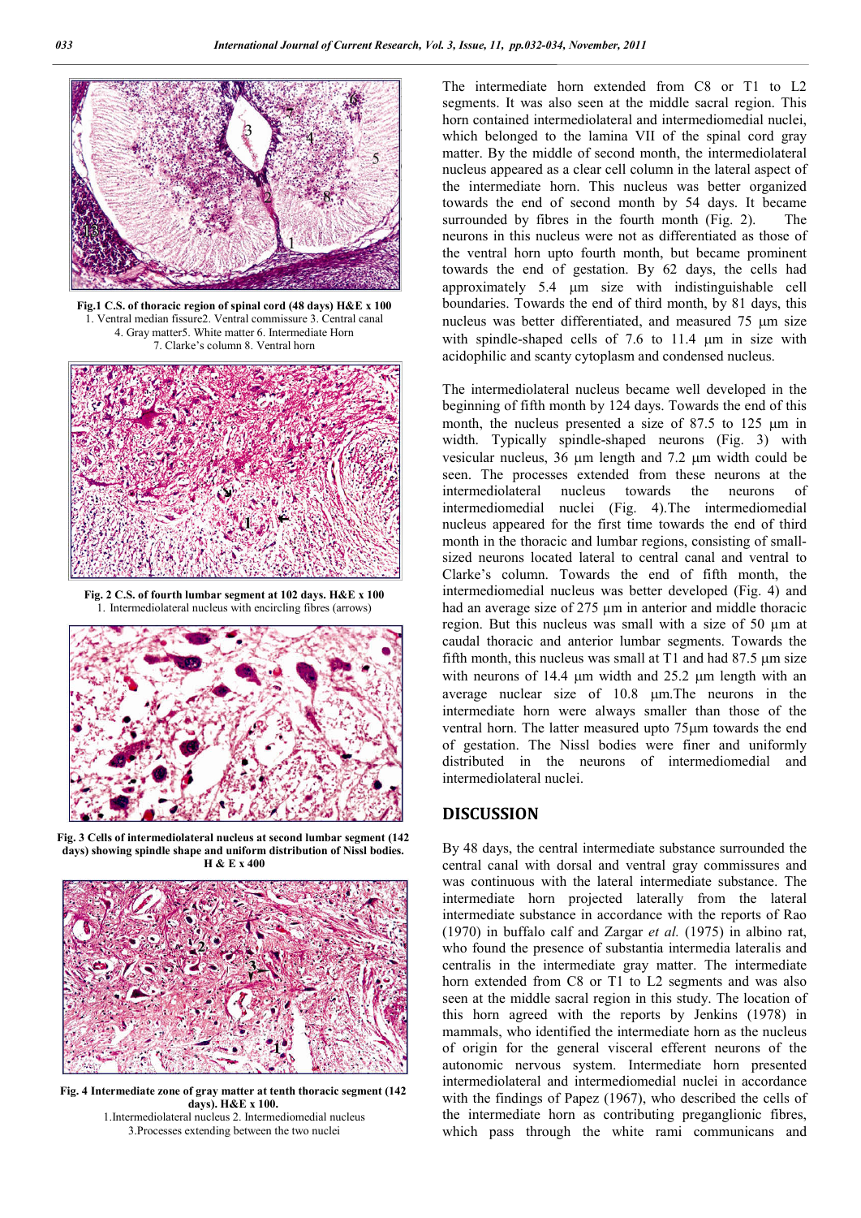**Fig.1 C.S. of thoracic region of spinal cord (48 days) H&E x 100**
1. Ventral median fissure2. Ventral commissure 3. Central canal
4. Gray matter5. White matter 6. Intermediate Horn
7. Clarke's column 8. Ventral horn

**Fig. 2 C.S. of fourth lumbar segment at 102 days. H&E x 100**
1. Intermediolateral nucleus with encircling fibres (arrows)

**Fig. 3 Cells of intermediolateral nucleus at second lumbar segment (142 days) showing spindle shape and uniform distribution of Nissl bodies. H & E x 400**

**Fig. 4 Intermediate zone of gray matter at tenth thoracic segment (142 days). H&E x 100.**
1.Intermediolateral nucleus 2. Intermediomedial nucleus
3.Processes extending between the two nuclei

The intermediate horn extended from C8 or T1 to L2 segments. It was also seen at the middle sacral region. This horn contained intermediolateral and intermediomedial nuclei, which belonged to the lamina VII of the spinal cord gray matter. By the middle of second month, the intermediolateral nucleus appeared as a clear cell column in the lateral aspect of the intermediate horn. This nucleus was better organized towards the end of second month by 54 days. It became surrounded by fibres in the fourth month (Fig. 2). The neurons in this nucleus were not as differentiated as those of the ventral horn upto fourth month, but became prominent towards the end of gestation. By 62 days, the cells had approximately 5.4 µm size with indistinguishable cell boundaries. Towards the end of third month, by 81 days, this nucleus was better differentiated, and measured 75 µm size with spindle-shaped cells of 7.6 to 11.4 µm in size with acidophilic and scanty cytoplasm and condensed nucleus.

The intermediolateral nucleus became well developed in the beginning of fifth month by 124 days. Towards the end of this month, the nucleus presented a size of 87.5 to 125 µm in width. Typically spindle-shaped neurons (Fig. 3) with vesicular nucleus, 36 µm length and 7.2 µm width could be seen. The processes extended from these neurons at the intermediolateral nucleus towards the neurons of intermediomedial nuclei (Fig. 4).The intermediomedial nucleus appeared for the first time towards the end of third month in the thoracic and lumbar regions, consisting of small-sized neurons located lateral to central canal and ventral to Clarke's column. Towards the end of fifth month, the intermediomedial nucleus was better developed (Fig. 4) and had an average size of 275 µm in anterior and middle thoracic region. But this nucleus was small with a size of 50 µm at caudal thoracic and anterior lumbar segments. Towards the fifth month, this nucleus was small at T1 and had 87.5 µm size with neurons of 14.4 µm width and 25.2 µm length with an average nuclear size of 10.8 µm.The neurons in the intermediate horn were always smaller than those of the ventral horn. The latter measured upto 75µm towards the end of gestation. The Nissl bodies were finer and uniformly distributed in the neurons of intermediomedial and intermediolateral nuclei.

## DISCUSSION

By 48 days, the central intermediate substance surrounded the central canal with dorsal and ventral gray commissures and was continuous with the lateral intermediate substance. The intermediate horn projected laterally from the lateral intermediate substance in accordance with the reports of Rao (1970) in buffalo calf and Zargar *et al.* (1975) in albino rat, who found the presence of substantia intermedia lateralis and centralis in the intermediate gray matter. The intermediate horn extended from C8 or T1 to L2 segments and was also seen at the middle sacral region in this study. The location of this horn agreed with the reports by Jenkins (1978) in mammals, who identified the intermediate horn as the nucleus of origin for the general visceral efferent neurons of the autonomic nervous system. Intermediate horn presented intermediolateral and intermediomedial nuclei in accordance with the findings of Papez (1967), who described the cells of the intermediate horn as contributing preganglionic fibres, which pass through the white rami communicans and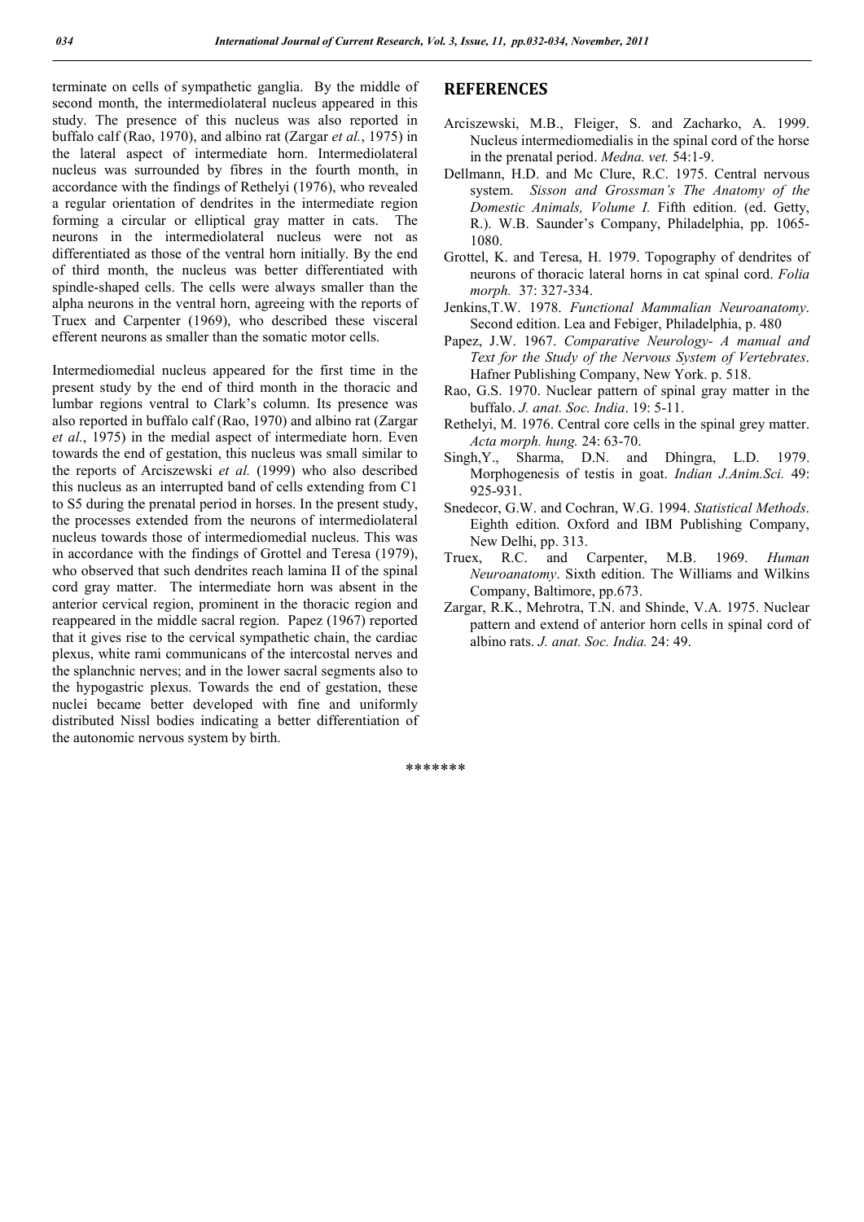terminate on cells of sympathetic ganglia. By the middle of second month, the intermediolateral nucleus appeared in this study. The presence of this nucleus was also reported in buffalo calf (Rao, 1970), and albino rat (Zargar *et al.*, 1975) in the lateral aspect of intermediate horn. Intermediolateral nucleus was surrounded by fibres in the fourth month, in accordance with the findings of Rethelyi (1976), who revealed a regular orientation of dendrites in the intermediate region forming a circular or elliptical gray matter in cats. The neurons in the intermediolateral nucleus were not as differentiated as those of the ventral horn initially. By the end of third month, the nucleus was better differentiated with spindle-shaped cells. The cells were always smaller than the alpha neurons in the ventral horn, agreeing with the reports of Truex and Carpenter (1969), who described these visceral efferent neurons as smaller than the somatic motor cells.

Intermediomedial nucleus appeared for the first time in the present study by the end of third month in the thoracic and lumbar regions ventral to Clark's column. Its presence was also reported in buffalo calf (Rao, 1970) and albino rat (Zargar *et al.*, 1975) in the medial aspect of intermediate horn. Even towards the end of gestation, this nucleus was small similar to the reports of Arciszewski *et al.* (1999) who also described this nucleus as an interrupted band of cells extending from C1 to S5 during the prenatal period in horses. In the present study, the processes extended from the neurons of intermediolateral nucleus towards those of intermediomedial nucleus. This was in accordance with the findings of Grottel and Teresa (1979), who observed that such dendrites reach lamina II of the spinal cord gray matter. The intermediate horn was absent in the anterior cervical region, prominent in the thoracic region and reappeared in the middle sacral region. Papez (1967) reported that it gives rise to the cervical sympathetic chain, the cardiac plexus, white rami communicans of the intercostal nerves and the splanchnic nerves; and in the lower sacral segments also to the hypogastric plexus. Towards the end of gestation, these nuclei became better developed with fine and uniformly distributed Nissl bodies indicating a better differentiation of the autonomic nervous system by birth.

## REFERENCES

Arciszewski, M.B., Fleiger, S. and Zacharko, A. 1999. Nucleus intermediomedialis in the spinal cord of the horse in the prenatal period. *Medna. vet.* 54:1-9.

Dellmann, H.D. and Mc Clure, R.C. 1975. Central nervous system. *Sisson and Grossman's The Anatomy of the Domestic Animals, Volume I.* Fifth edition. (ed. Getty, R.). W.B. Saunder's Company, Philadelphia, pp. 1065-1080.

Grottel, K. and Teresa, H. 1979. Topography of dendrites of neurons of thoracic lateral horns in cat spinal cord. *Folia morph.* 37: 327-334.

Jenkins,T.W. 1978. *Functional Mammalian Neuroanatomy*. Second edition. Lea and Febiger, Philadelphia, p. 480

Papez, J.W. 1967. *Comparative Neurology- A manual and Text for the Study of the Nervous System of Vertebrates*. Hafner Publishing Company, New York. p. 518.

Rao, G.S. 1970. Nuclear pattern of spinal gray matter in the buffalo. *J. anat. Soc. India*. 19: 5-11.

Rethelyi, M. 1976. Central core cells in the spinal grey matter. *Acta morph. hung.* 24: 63-70.

Singh,Y., Sharma, D.N. and Dhingra, L.D. 1979. Morphogenesis of testis in goat. *Indian J.Anim.Sci.* 49: 925-931.

Snedecor, G.W. and Cochran, W.G. 1994. *Statistical Methods*. Eighth edition. Oxford and IBM Publishing Company, New Delhi, pp. 313.

Truex, R.C. and Carpenter, M.B. 1969. *Human Neuroanatomy*. Sixth edition. The Williams and Wilkins Company, Baltimore, pp.673.

Zargar, R.K., Mehrotra, T.N. and Shinde, V.A. 1975. Nuclear pattern and extend of anterior horn cells in spinal cord of albino rats. *J. anat. Soc. India.* 24: 49.

\*\*\*\*\*\*\*